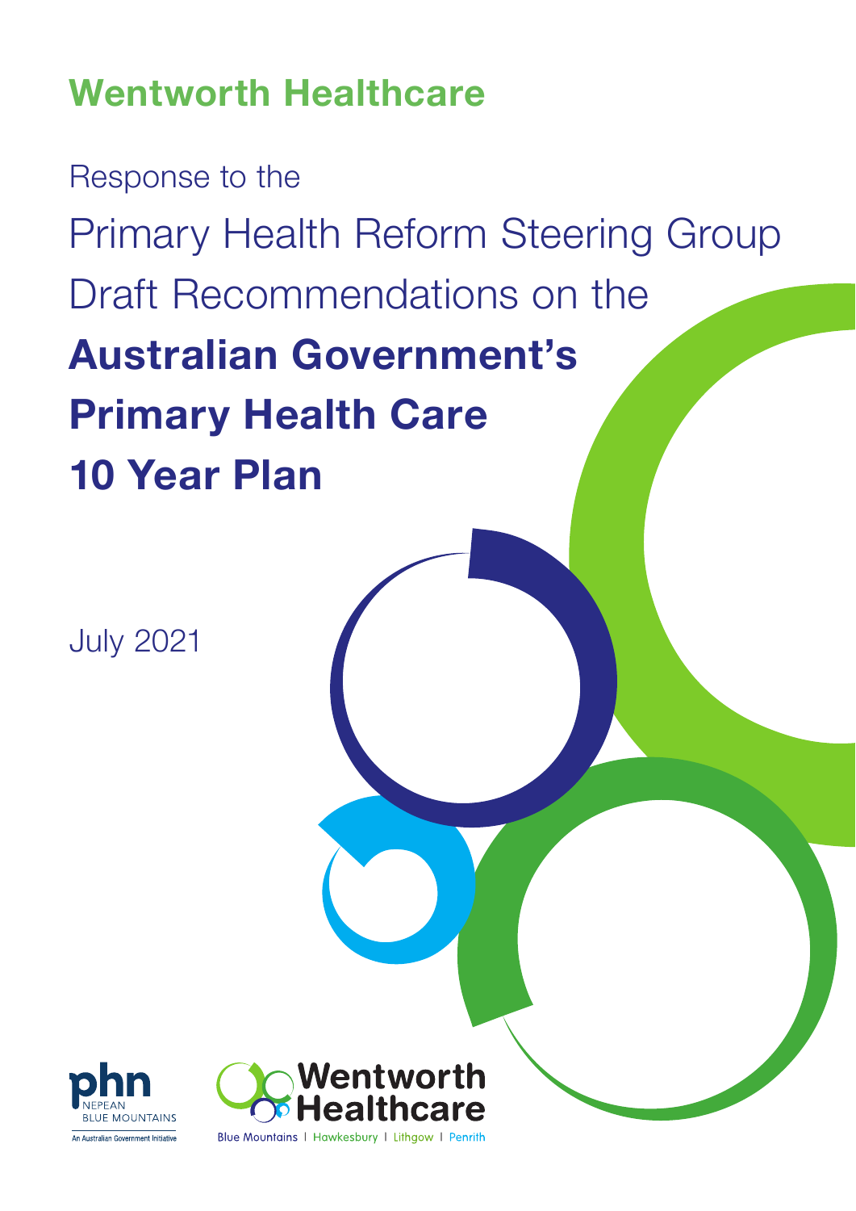# Wentworth Healthcare

Response to the

Primary Health Reform Steering Group

Draft Recommendations on the

**Australian Government's Primary Health Care 10 Year Plan**

July 2021

phn NEPEAN BLUE MOUNTAINS

An Australian Government Initiative

Wentworth Healthcare

Blue Mountains | Hawkesbury | Lithgow | Penrith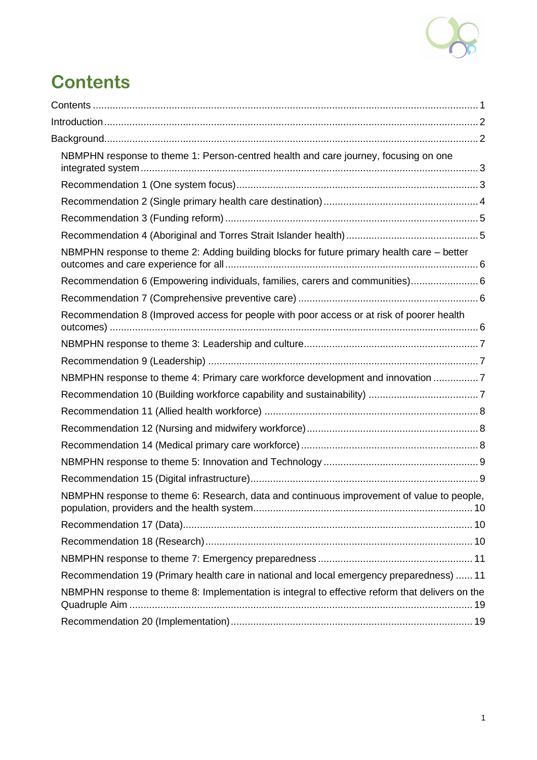# Contents

- Contents ... 1
- Introduction ... 2
- Background ... 2
  - NBMPHN response to theme 1: Person-centred health and care journey, focusing on one integrated system ... 3
  - Recommendation 1 (One system focus) ... 3
  - Recommendation 2 (Single primary health care destination) ... 4
  - Recommendation 3 (Funding reform) ... 5
  - Recommendation 4 (Aboriginal and Torres Strait Islander health) ... 5
  - NBMPHN response to theme 2: Adding building blocks for future primary health care – better outcomes and care experience for all ... 6
  - Recommendation 6 (Empowering individuals, families, carers and communities) ... 6
  - Recommendation 7 (Comprehensive preventive care) ... 6
  - Recommendation 8 (Improved access for people with poor access or at risk of poorer health outcomes) ... 6
  - NBMPHN response to theme 3: Leadership and culture ... 7
  - Recommendation 9 (Leadership) ... 7
  - NBMPHN response to theme 4: Primary care workforce development and innovation ... 7
  - Recommendation 10 (Building workforce capability and sustainability) ... 7
  - Recommendation 11 (Allied health workforce) ... 8
  - Recommendation 12 (Nursing and midwifery workforce) ... 8
  - Recommendation 14 (Medical primary care workforce) ... 8
  - NBMPHN response to theme 5: Innovation and Technology ... 9
  - Recommendation 15 (Digital infrastructure) ... 9
  - NBMPHN response to theme 6: Research, data and continuous improvement of value to people, population, providers and the health system ... 10
  - Recommendation 17 (Data) ... 10
  - Recommendation 18 (Research) ... 10
  - NBMPHN response to theme 7: Emergency preparedness ... 11
  - Recommendation 19 (Primary health care in national and local emergency preparedness) ... 11
  - NBMPHN response to theme 8: Implementation is integral to effective reform that delivers on the Quadruple Aim ... 19
  - Recommendation 20 (Implementation) ... 19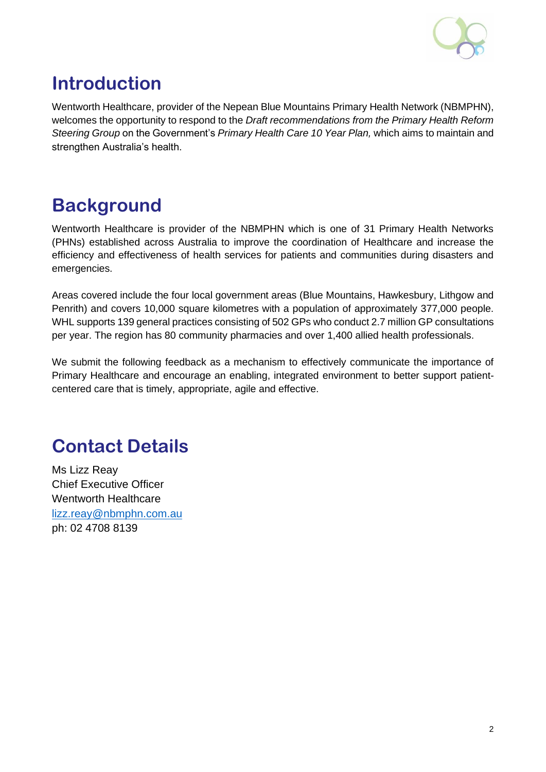# Introduction

Wentworth Healthcare, provider of the Nepean Blue Mountains Primary Health Network (NBMPHN), welcomes the opportunity to respond to the *Draft recommendations from the Primary Health Reform Steering Group* on the Government's *Primary Health Care 10 Year Plan,* which aims to maintain and strengthen Australia's health.

# Background

Wentworth Healthcare is provider of the NBMPHN which is one of 31 Primary Health Networks (PHNs) established across Australia to improve the coordination of Healthcare and increase the efficiency and effectiveness of health services for patients and communities during disasters and emergencies.

Areas covered include the four local government areas (Blue Mountains, Hawkesbury, Lithgow and Penrith) and covers 10,000 square kilometres with a population of approximately 377,000 people. WHL supports 139 general practices consisting of 502 GPs who conduct 2.7 million GP consultations per year. The region has 80 community pharmacies and over 1,400 allied health professionals.

We submit the following feedback as a mechanism to effectively communicate the importance of Primary Healthcare and encourage an enabling, integrated environment to better support patient-centered care that is timely, appropriate, agile and effective.

# Contact Details

Ms Lizz Reay
Chief Executive Officer
Wentworth Healthcare
[lizz.reay@nbmphn.com.au](mailto:lizz.reay@nbmphn.com.au)
ph: 02 4708 8139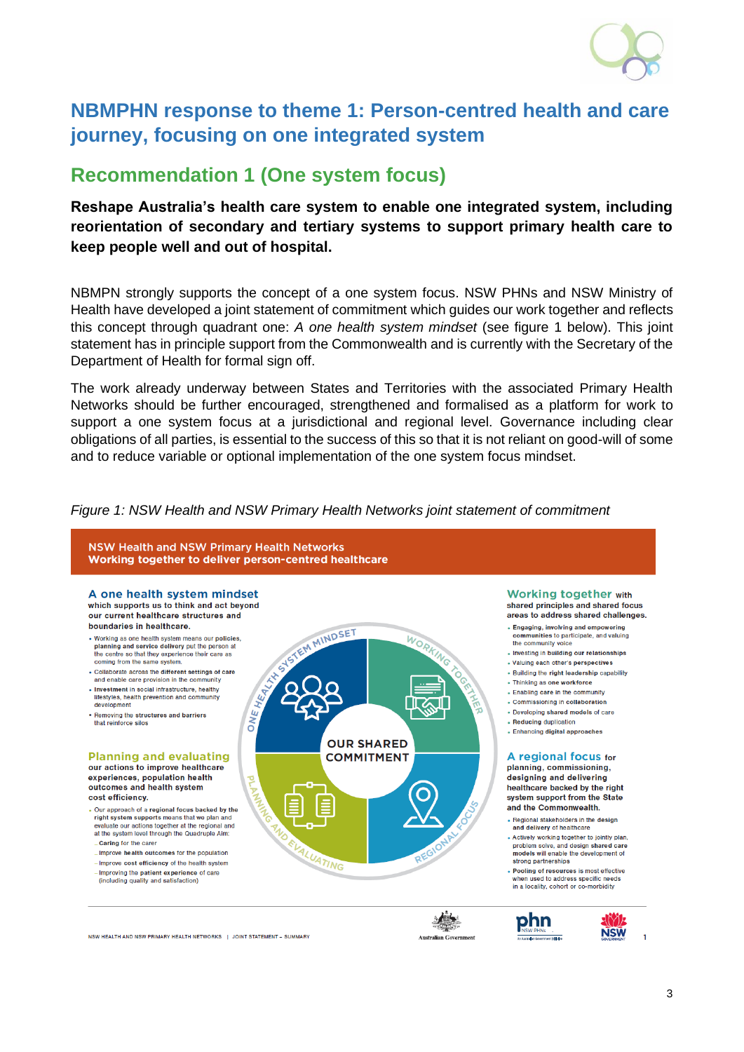## NBMPHN response to theme 1: Person-centred health and care journey, focusing on one integrated system

### Recommendation 1 (One system focus)

**Reshape Australia's health care system to enable one integrated system, including reorientation of secondary and tertiary systems to support primary health care to keep people well and out of hospital.**

NBMPN strongly supports the concept of a one system focus. NSW PHNs and NSW Ministry of Health have developed a joint statement of commitment which guides our work together and reflects this concept through quadrant one: *A one health system mindset* (see figure 1 below). This joint statement has in principle support from the Commonwealth and is currently with the Secretary of the Department of Health for formal sign off.

The work already underway between States and Territories with the associated Primary Health Networks should be further encouraged, strengthened and formalised as a platform for work to support a one system focus at a jurisdictional and regional level. Governance including clear obligations of all parties, is essential to the success of this so that it is not reliant on good-will of some and to reduce variable or optional implementation of the one system focus mindset.

*Figure 1: NSW Health and NSW Primary Health Networks joint statement of commitment*

**NSW Health and NSW Primary Health Networks**
**Working together to deliver person-centred healthcare**

**A one health system mindset** which supports us to think and act beyond our current healthcare structures and boundaries in healthcare.

- Working as one health system means our **policies, planning and service delivery** put the person at the centre so that they experience their care as coming from the same system.
- Collaborate across the **different settings of care** and enable care provision in the community
- **Investment** in social infrastructure, healthy lifestyles, health prevention and community development
- **Removing the structures and barriers** that reinforce silos

**Working together** with shared principles and shared focus areas to address shared challenges.

- **Engaging, involving and empowering communities** to participate, and valuing the community voice
- Investing in **building our relationships**
- Valuing each other's **perspectives**
- Building the **right leadership** capability
- Thinking as **one workforce**
- Enabling **care in the community**
- Commissioning **in collaboration**
- Developing **shared models** of care
- **Reducing** duplication
- **Enhancing digital approaches**

**OUR SHARED COMMITMENT**

**Planning and evaluating** our actions to improve healthcare experiences, population health outcomes and health system cost efficiency.

- Our approach of a **regional focus backed by the right system supports** means that we plan and evaluate our actions together at the regional and at the system level through the Quadruple Aim:
  - **Caring** for the carer
  - Improve **health outcomes** for the population
  - Improve **cost efficiency** of the health system
  - Improving the **patient experience** of care (including quality and satisfaction)

**A regional focus** for planning, commissioning, designing and delivering healthcare backed by the right system support from the State and the Commonwealth.

- Regional stakeholders in the **design and delivery** of healthcare
- Actively working together to jointly plan, problem solve, and design **shared care models** will enable the development of strong partnerships
- **Pooling of resources** is most effective when used to address specific needs in a locality, cohort or co-morbidity

NSW HEALTH AND NSW PRIMARY HEALTH NETWORKS | JOINT STATEMENT – SUMMARY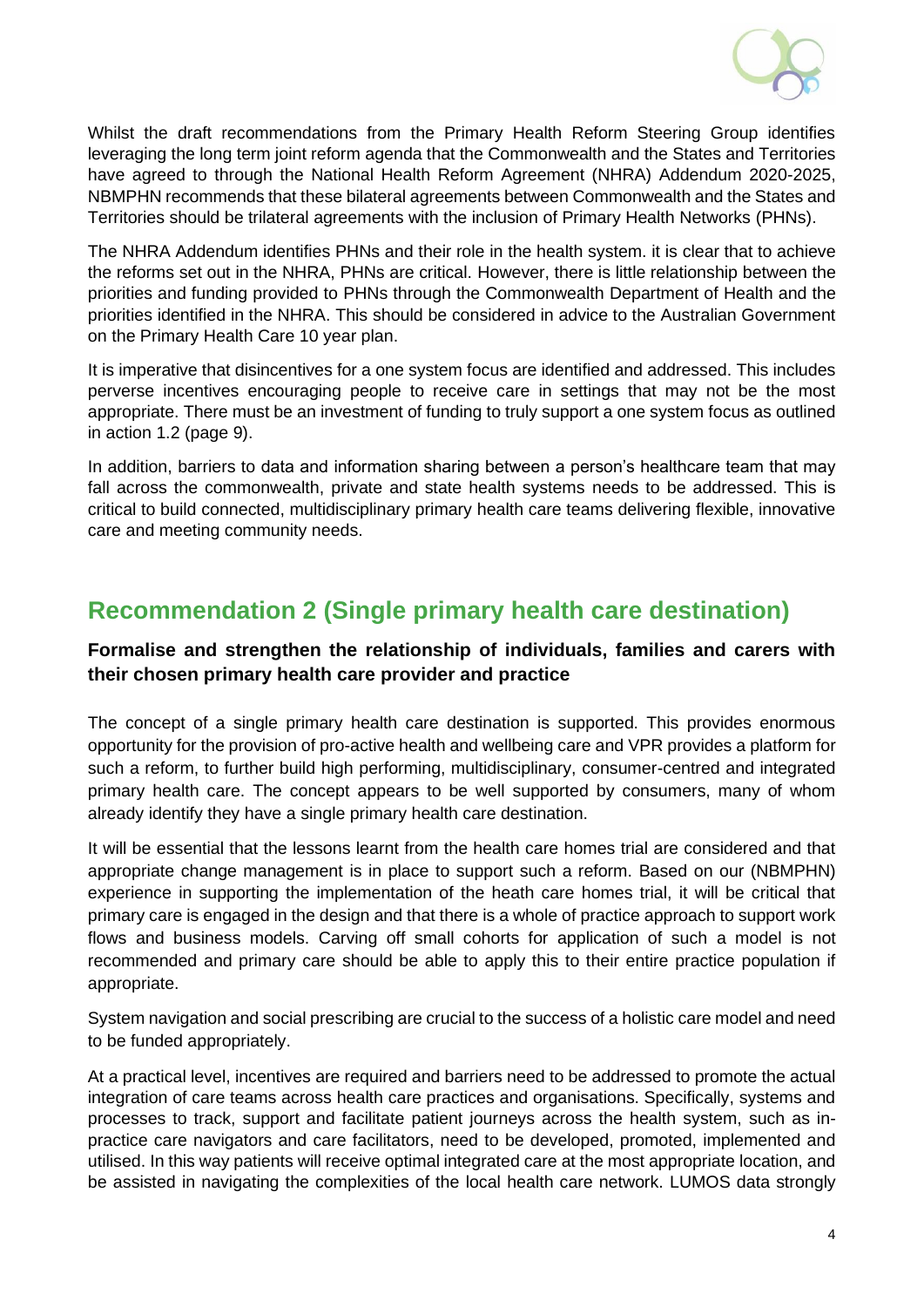Whilst the draft recommendations from the Primary Health Reform Steering Group identifies leveraging the long term joint reform agenda that the Commonwealth and the States and Territories have agreed to through the National Health Reform Agreement (NHRA) Addendum 2020-2025, NBMPHN recommends that these bilateral agreements between Commonwealth and the States and Territories should be trilateral agreements with the inclusion of Primary Health Networks (PHNs).

The NHRA Addendum identifies PHNs and their role in the health system. it is clear that to achieve the reforms set out in the NHRA, PHNs are critical. However, there is little relationship between the priorities and funding provided to PHNs through the Commonwealth Department of Health and the priorities identified in the NHRA. This should be considered in advice to the Australian Government on the Primary Health Care 10 year plan.

It is imperative that disincentives for a one system focus are identified and addressed. This includes perverse incentives encouraging people to receive care in settings that may not be the most appropriate. There must be an investment of funding to truly support a one system focus as outlined in action 1.2 (page 9).

In addition, barriers to data and information sharing between a person's healthcare team that may fall across the commonwealth, private and state health systems needs to be addressed. This is critical to build connected, multidisciplinary primary health care teams delivering flexible, innovative care and meeting community needs.

## Recommendation 2 (Single primary health care destination)

### Formalise and strengthen the relationship of individuals, families and carers with their chosen primary health care provider and practice

The concept of a single primary health care destination is supported. This provides enormous opportunity for the provision of pro-active health and wellbeing care and VPR provides a platform for such a reform, to further build high performing, multidisciplinary, consumer-centred and integrated primary health care. The concept appears to be well supported by consumers, many of whom already identify they have a single primary health care destination.

It will be essential that the lessons learnt from the health care homes trial are considered and that appropriate change management is in place to support such a reform. Based on our (NBMPHN) experience in supporting the implementation of the heath care homes trial, it will be critical that primary care is engaged in the design and that there is a whole of practice approach to support work flows and business models. Carving off small cohorts for application of such a model is not recommended and primary care should be able to apply this to their entire practice population if appropriate.

System navigation and social prescribing are crucial to the success of a holistic care model and need to be funded appropriately.

At a practical level, incentives are required and barriers need to be addressed to promote the actual integration of care teams across health care practices and organisations. Specifically, systems and processes to track, support and facilitate patient journeys across the health system, such as in-practice care navigators and care facilitators, need to be developed, promoted, implemented and utilised. In this way patients will receive optimal integrated care at the most appropriate location, and be assisted in navigating the complexities of the local health care network. LUMOS data strongly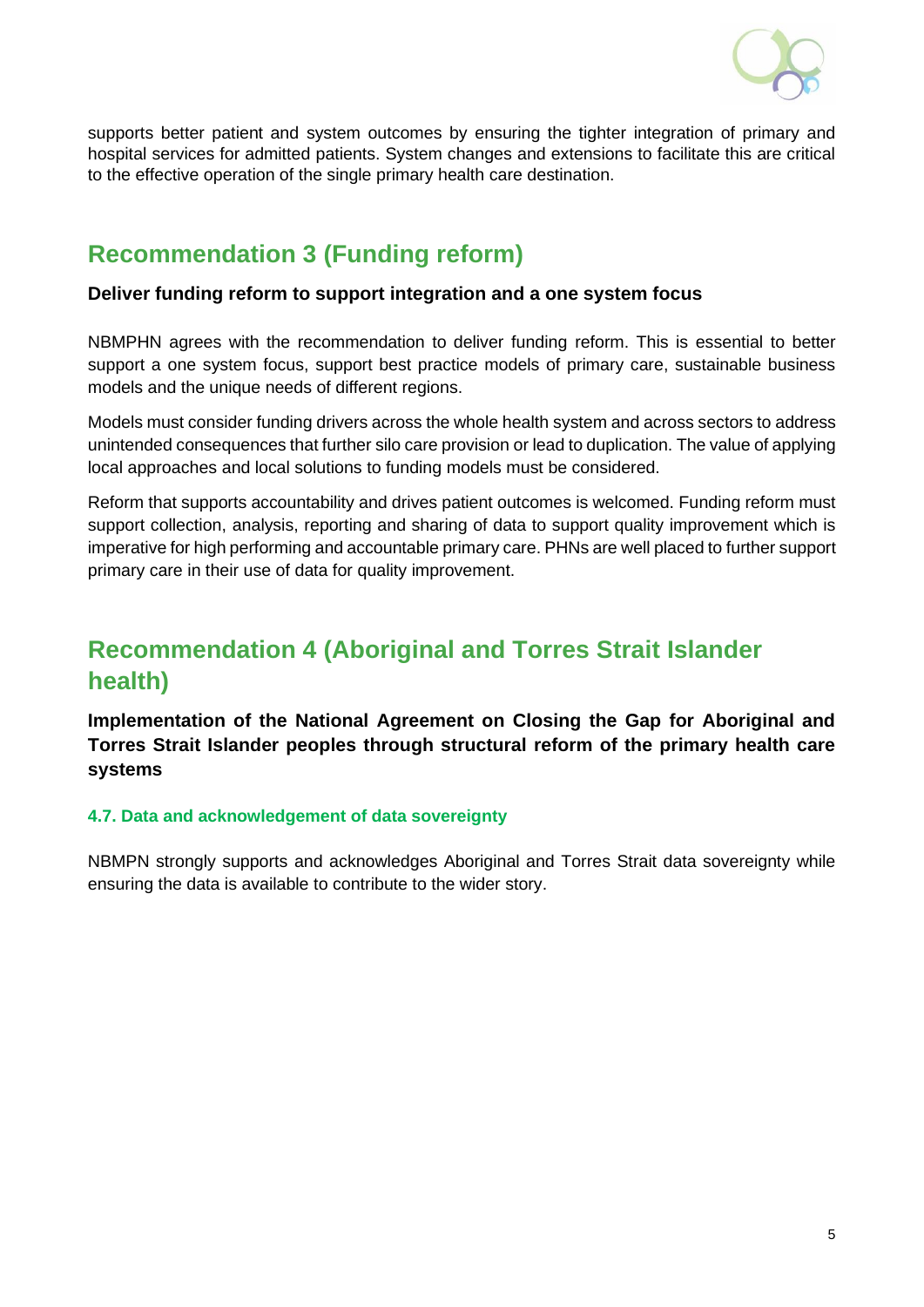supports better patient and system outcomes by ensuring the tighter integration of primary and hospital services for admitted patients. System changes and extensions to facilitate this are critical to the effective operation of the single primary health care destination.

## Recommendation 3 (Funding reform)

**Deliver funding reform to support integration and a one system focus**

NBMPHN agrees with the recommendation to deliver funding reform. This is essential to better support a one system focus, support best practice models of primary care, sustainable business models and the unique needs of different regions.

Models must consider funding drivers across the whole health system and across sectors to address unintended consequences that further silo care provision or lead to duplication. The value of applying local approaches and local solutions to funding models must be considered.

Reform that supports accountability and drives patient outcomes is welcomed. Funding reform must support collection, analysis, reporting and sharing of data to support quality improvement which is imperative for high performing and accountable primary care. PHNs are well placed to further support primary care in their use of data for quality improvement.

## Recommendation 4 (Aboriginal and Torres Strait Islander health)

**Implementation of the National Agreement on Closing the Gap for Aboriginal and Torres Strait Islander peoples through structural reform of the primary health care systems**

#### 4.7. Data and acknowledgement of data sovereignty

NBMPN strongly supports and acknowledges Aboriginal and Torres Strait data sovereignty while ensuring the data is available to contribute to the wider story.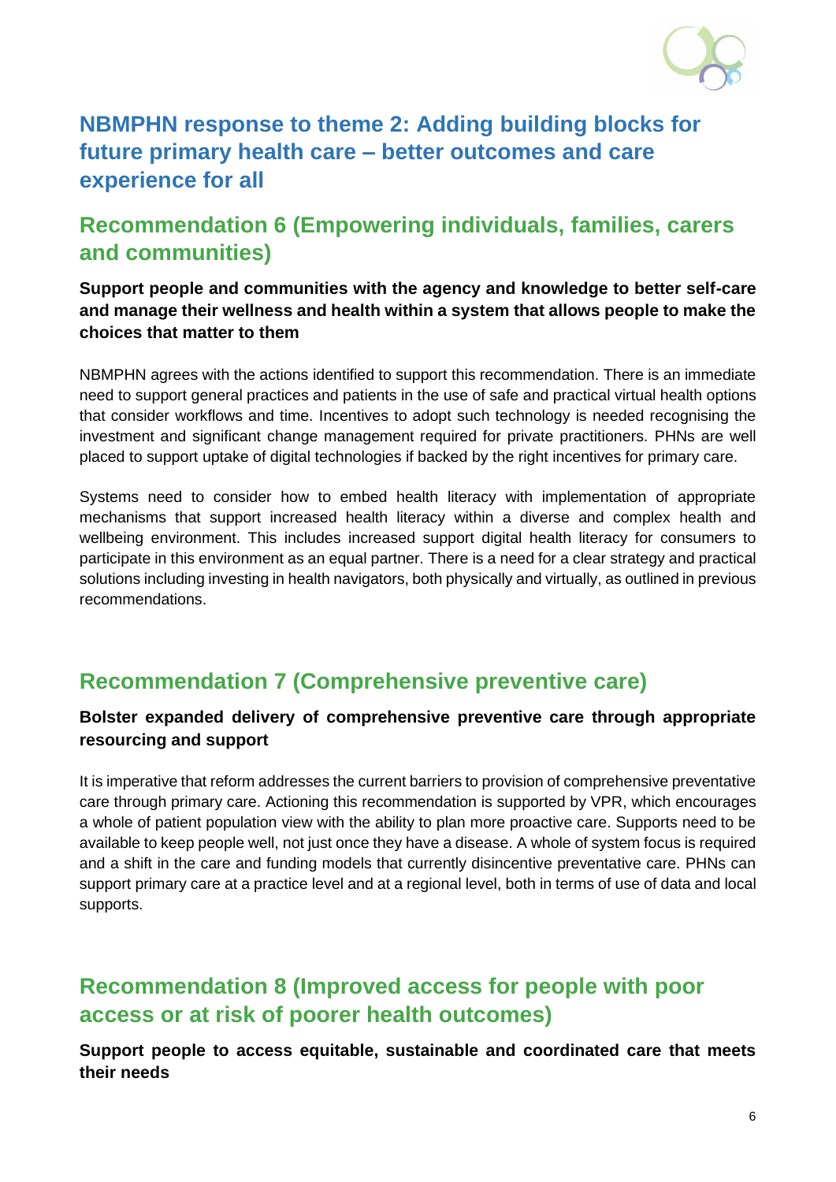## NBMPHN response to theme 2: Adding building blocks for future primary health care – better outcomes and care experience for all

### Recommendation 6 (Empowering individuals, families, carers and communities)

**Support people and communities with the agency and knowledge to better self-care and manage their wellness and health within a system that allows people to make the choices that matter to them**

NBMPHN agrees with the actions identified to support this recommendation. There is an immediate need to support general practices and patients in the use of safe and practical virtual health options that consider workflows and time. Incentives to adopt such technology is needed recognising the investment and significant change management required for private practitioners. PHNs are well placed to support uptake of digital technologies if backed by the right incentives for primary care.

Systems need to consider how to embed health literacy with implementation of appropriate mechanisms that support increased health literacy within a diverse and complex health and wellbeing environment. This includes increased support digital health literacy for consumers to participate in this environment as an equal partner. There is a need for a clear strategy and practical solutions including investing in health navigators, both physically and virtually, as outlined in previous recommendations.

### Recommendation 7 (Comprehensive preventive care)

**Bolster expanded delivery of comprehensive preventive care through appropriate resourcing and support**

It is imperative that reform addresses the current barriers to provision of comprehensive preventative care through primary care. Actioning this recommendation is supported by VPR, which encourages a whole of patient population view with the ability to plan more proactive care. Supports need to be available to keep people well, not just once they have a disease. A whole of system focus is required and a shift in the care and funding models that currently disincentive preventative care. PHNs can support primary care at a practice level and at a regional level, both in terms of use of data and local supports.

### Recommendation 8 (Improved access for people with poor access or at risk of poorer health outcomes)

**Support people to access equitable, sustainable and coordinated care that meets their needs**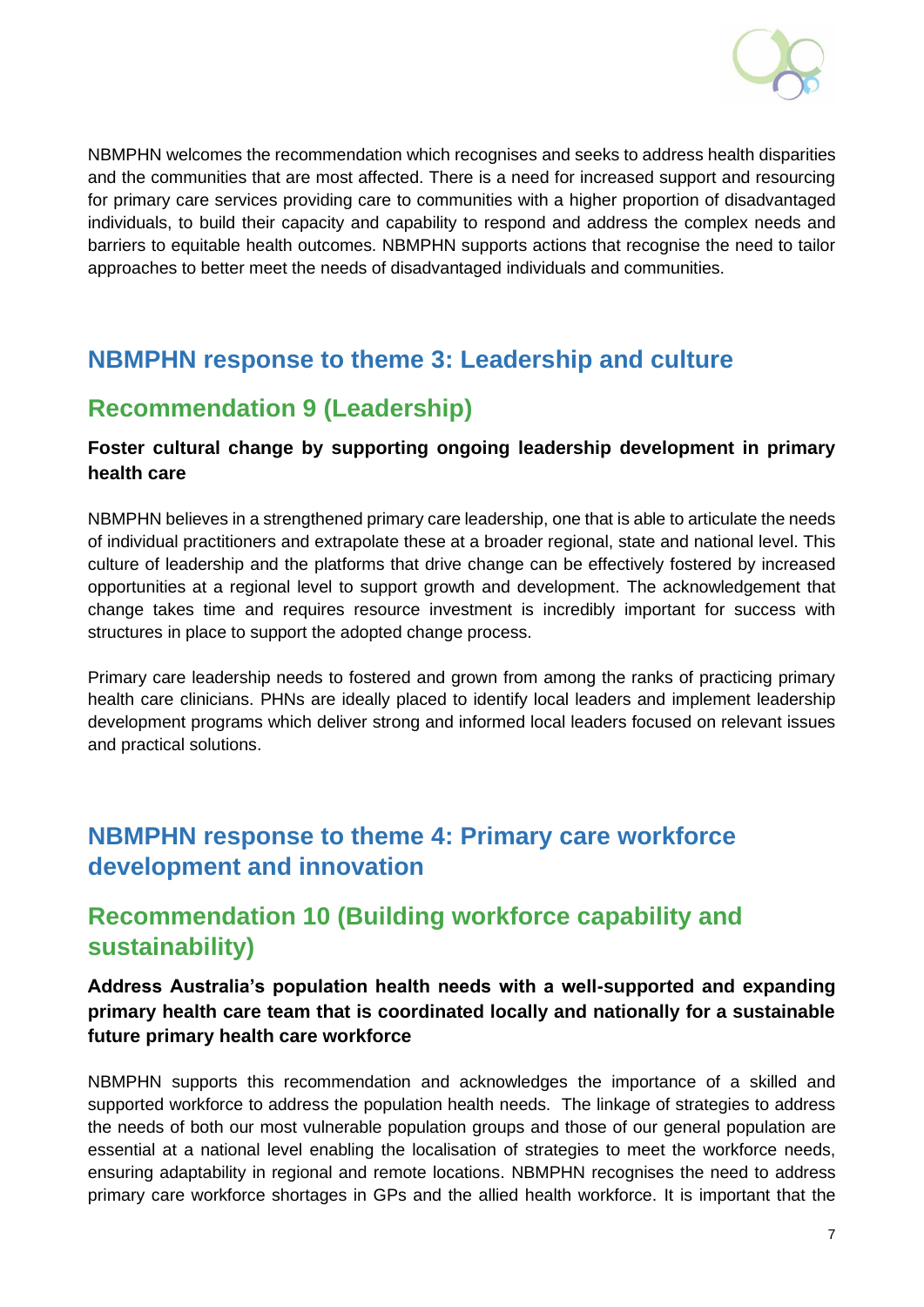NBMPHN welcomes the recommendation which recognises and seeks to address health disparities and the communities that are most affected. There is a need for increased support and resourcing for primary care services providing care to communities with a higher proportion of disadvantaged individuals, to build their capacity and capability to respond and address the complex needs and barriers to equitable health outcomes. NBMPHN supports actions that recognise the need to tailor approaches to better meet the needs of disadvantaged individuals and communities.

## NBMPHN response to theme 3: Leadership and culture

### Recommendation 9 (Leadership)

**Foster cultural change by supporting ongoing leadership development in primary health care**

NBMPHN believes in a strengthened primary care leadership, one that is able to articulate the needs of individual practitioners and extrapolate these at a broader regional, state and national level. This culture of leadership and the platforms that drive change can be effectively fostered by increased opportunities at a regional level to support growth and development. The acknowledgement that change takes time and requires resource investment is incredibly important for success with structures in place to support the adopted change process.

Primary care leadership needs to fostered and grown from among the ranks of practicing primary health care clinicians. PHNs are ideally placed to identify local leaders and implement leadership development programs which deliver strong and informed local leaders focused on relevant issues and practical solutions.

## NBMPHN response to theme 4: Primary care workforce development and innovation

### Recommendation 10 (Building workforce capability and sustainability)

**Address Australia's population health needs with a well-supported and expanding primary health care team that is coordinated locally and nationally for a sustainable future primary health care workforce**

NBMPHN supports this recommendation and acknowledges the importance of a skilled and supported workforce to address the population health needs. The linkage of strategies to address the needs of both our most vulnerable population groups and those of our general population are essential at a national level enabling the localisation of strategies to meet the workforce needs, ensuring adaptability in regional and remote locations. NBMPHN recognises the need to address primary care workforce shortages in GPs and the allied health workforce. It is important that the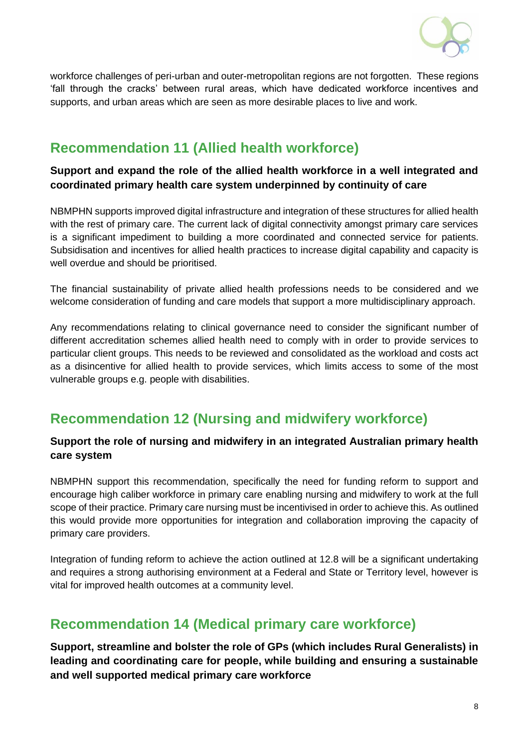workforce challenges of peri-urban and outer-metropolitan regions are not forgotten. These regions 'fall through the cracks' between rural areas, which have dedicated workforce incentives and supports, and urban areas which are seen as more desirable places to live and work.

## Recommendation 11 (Allied health workforce)

**Support and expand the role of the allied health workforce in a well integrated and coordinated primary health care system underpinned by continuity of care**

NBMPHN supports improved digital infrastructure and integration of these structures for allied health with the rest of primary care. The current lack of digital connectivity amongst primary care services is a significant impediment to building a more coordinated and connected service for patients. Subsidisation and incentives for allied health practices to increase digital capability and capacity is well overdue and should be prioritised.

The financial sustainability of private allied health professions needs to be considered and we welcome consideration of funding and care models that support a more multidisciplinary approach.

Any recommendations relating to clinical governance need to consider the significant number of different accreditation schemes allied health need to comply with in order to provide services to particular client groups. This needs to be reviewed and consolidated as the workload and costs act as a disincentive for allied health to provide services, which limits access to some of the most vulnerable groups e.g. people with disabilities.

## Recommendation 12 (Nursing and midwifery workforce)

**Support the role of nursing and midwifery in an integrated Australian primary health care system**

NBMPHN support this recommendation, specifically the need for funding reform to support and encourage high caliber workforce in primary care enabling nursing and midwifery to work at the full scope of their practice. Primary care nursing must be incentivised in order to achieve this. As outlined this would provide more opportunities for integration and collaboration improving the capacity of primary care providers.

Integration of funding reform to achieve the action outlined at 12.8 will be a significant undertaking and requires a strong authorising environment at a Federal and State or Territory level, however is vital for improved health outcomes at a community level.

## Recommendation 14 (Medical primary care workforce)

**Support, streamline and bolster the role of GPs (which includes Rural Generalists) in leading and coordinating care for people, while building and ensuring a sustainable and well supported medical primary care workforce**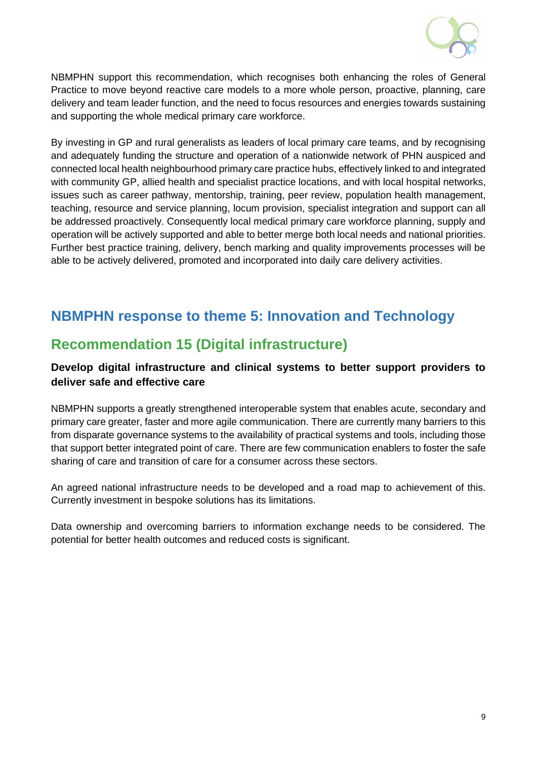NBMPHN support this recommendation, which recognises both enhancing the roles of General Practice to move beyond reactive care models to a more whole person, proactive, planning, care delivery and team leader function, and the need to focus resources and energies towards sustaining and supporting the whole medical primary care workforce.

By investing in GP and rural generalists as leaders of local primary care teams, and by recognising and adequately funding the structure and operation of a nationwide network of PHN auspiced and connected local health neighbourhood primary care practice hubs, effectively linked to and integrated with community GP, allied health and specialist practice locations, and with local hospital networks, issues such as career pathway, mentorship, training, peer review, population health management, teaching, resource and service planning, locum provision, specialist integration and support can all be addressed proactively. Consequently local medical primary care workforce planning, supply and operation will be actively supported and able to better merge both local needs and national priorities. Further best practice training, delivery, bench marking and quality improvements processes will be able to be actively delivered, promoted and incorporated into daily care delivery activities.

## NBMPHN response to theme 5: Innovation and Technology

## Recommendation 15 (Digital infrastructure)

**Develop digital infrastructure and clinical systems to better support providers to deliver safe and effective care**

NBMPHN supports a greatly strengthened interoperable system that enables acute, secondary and primary care greater, faster and more agile communication. There are currently many barriers to this from disparate governance systems to the availability of practical systems and tools, including those that support better integrated point of care. There are few communication enablers to foster the safe sharing of care and transition of care for a consumer across these sectors.

An agreed national infrastructure needs to be developed and a road map to achievement of this. Currently investment in bespoke solutions has its limitations.

Data ownership and overcoming barriers to information exchange needs to be considered. The potential for better health outcomes and reduced costs is significant.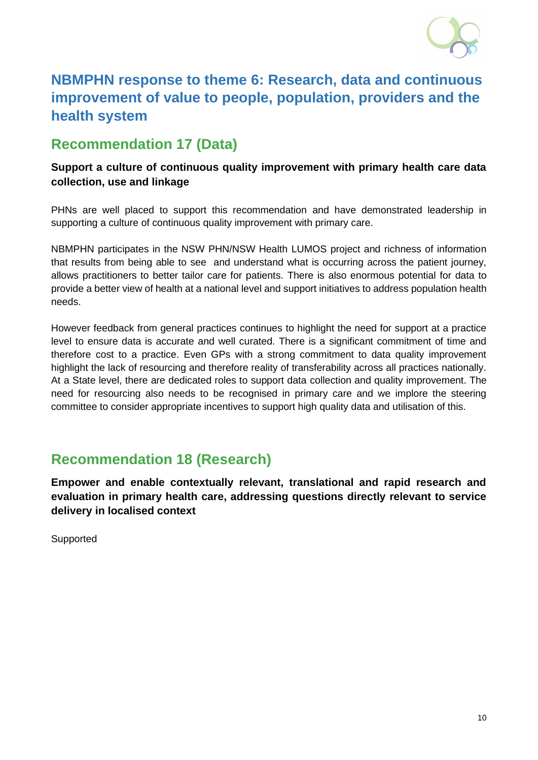# NBMPHN response to theme 6: Research, data and continuous improvement of value to people, population, providers and the health system

## Recommendation 17 (Data)

**Support a culture of continuous quality improvement with primary health care data collection, use and linkage**

PHNs are well placed to support this recommendation and have demonstrated leadership in supporting a culture of continuous quality improvement with primary care.

NBMPHN participates in the NSW PHN/NSW Health LUMOS project and richness of information that results from being able to see and understand what is occurring across the patient journey, allows practitioners to better tailor care for patients. There is also enormous potential for data to provide a better view of health at a national level and support initiatives to address population health needs.

However feedback from general practices continues to highlight the need for support at a practice level to ensure data is accurate and well curated. There is a significant commitment of time and therefore cost to a practice. Even GPs with a strong commitment to data quality improvement highlight the lack of resourcing and therefore reality of transferability across all practices nationally. At a State level, there are dedicated roles to support data collection and quality improvement. The need for resourcing also needs to be recognised in primary care and we implore the steering committee to consider appropriate incentives to support high quality data and utilisation of this.

## Recommendation 18 (Research)

**Empower and enable contextually relevant, translational and rapid research and evaluation in primary health care, addressing questions directly relevant to service delivery in localised context**

Supported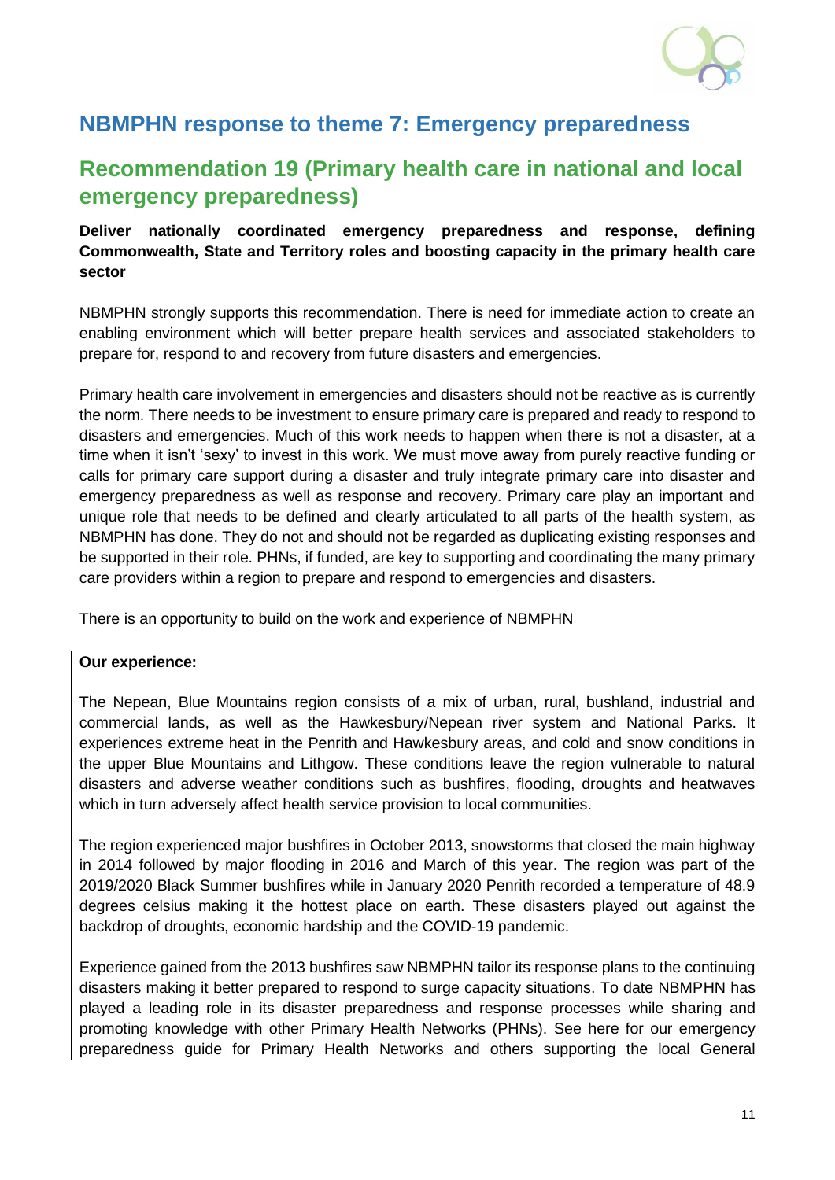# NBMPHN response to theme 7: Emergency preparedness

## Recommendation 19 (Primary health care in national and local emergency preparedness)

**Deliver nationally coordinated emergency preparedness and response, defining Commonwealth, State and Territory roles and boosting capacity in the primary health care sector**

NBMPHN strongly supports this recommendation. There is need for immediate action to create an enabling environment which will better prepare health services and associated stakeholders to prepare for, respond to and recovery from future disasters and emergencies.

Primary health care involvement in emergencies and disasters should not be reactive as is currently the norm. There needs to be investment to ensure primary care is prepared and ready to respond to disasters and emergencies. Much of this work needs to happen when there is not a disaster, at a time when it isn't 'sexy' to invest in this work. We must move away from purely reactive funding or calls for primary care support during a disaster and truly integrate primary care into disaster and emergency preparedness as well as response and recovery. Primary care play an important and unique role that needs to be defined and clearly articulated to all parts of the health system, as NBMPHN has done. They do not and should not be regarded as duplicating existing responses and be supported in their role. PHNs, if funded, are key to supporting and coordinating the many primary care providers within a region to prepare and respond to emergencies and disasters.

There is an opportunity to build on the work and experience of NBMPHN

**Our experience:**

The Nepean, Blue Mountains region consists of a mix of urban, rural, bushland, industrial and commercial lands, as well as the Hawkesbury/Nepean river system and National Parks. It experiences extreme heat in the Penrith and Hawkesbury areas, and cold and snow conditions in the upper Blue Mountains and Lithgow. These conditions leave the region vulnerable to natural disasters and adverse weather conditions such as bushfires, flooding, droughts and heatwaves which in turn adversely affect health service provision to local communities.

The region experienced major bushfires in October 2013, snowstorms that closed the main highway in 2014 followed by major flooding in 2016 and March of this year. The region was part of the 2019/2020 Black Summer bushfires while in January 2020 Penrith recorded a temperature of 48.9 degrees celsius making it the hottest place on earth. These disasters played out against the backdrop of droughts, economic hardship and the COVID-19 pandemic.

Experience gained from the 2013 bushfires saw NBMPHN tailor its response plans to the continuing disasters making it better prepared to respond to surge capacity situations. To date NBMPHN has played a leading role in its disaster preparedness and response processes while sharing and promoting knowledge with other Primary Health Networks (PHNs). See here for our emergency preparedness guide for Primary Health Networks and others supporting the local General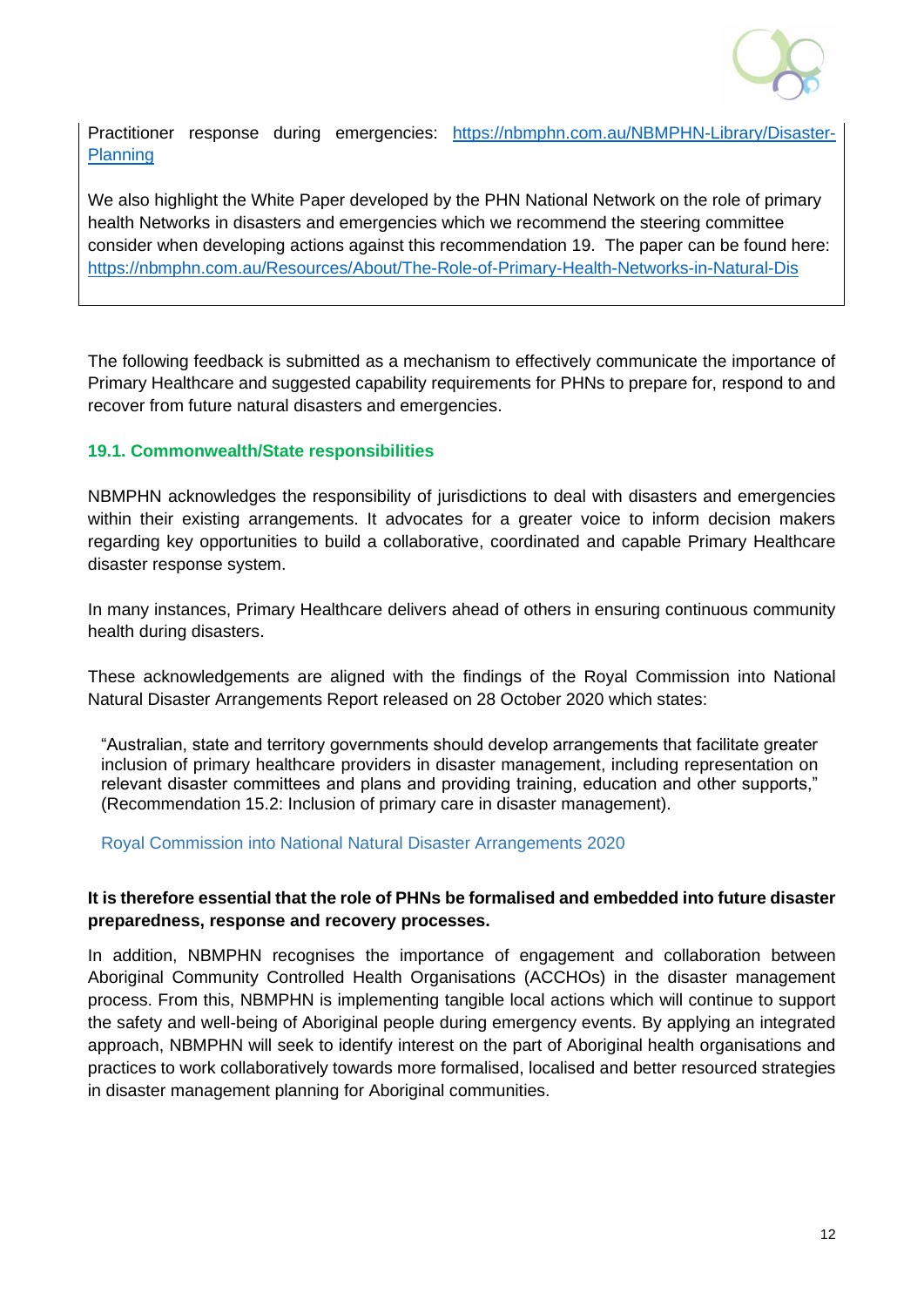Practitioner response during emergencies: [https://nbmphn.com.au/NBMPHN-Library/Disaster-Planning](https://nbmphn.com.au/NBMPHN-Library/Disaster-Planning)

We also highlight the White Paper developed by the PHN National Network on the role of primary health Networks in disasters and emergencies which we recommend the steering committee consider when developing actions against this recommendation 19. The paper can be found here: [https://nbmphn.com.au/Resources/About/The-Role-of-Primary-Health-Networks-in-Natural-Dis](https://nbmphn.com.au/Resources/About/The-Role-of-Primary-Health-Networks-in-Natural-Dis)

The following feedback is submitted as a mechanism to effectively communicate the importance of Primary Healthcare and suggested capability requirements for PHNs to prepare for, respond to and recover from future natural disasters and emergencies.

### 19.1. Commonwealth/State responsibilities

NBMPHN acknowledges the responsibility of jurisdictions to deal with disasters and emergencies within their existing arrangements. It advocates for a greater voice to inform decision makers regarding key opportunities to build a collaborative, coordinated and capable Primary Healthcare disaster response system.

In many instances, Primary Healthcare delivers ahead of others in ensuring continuous community health during disasters.

These acknowledgements are aligned with the findings of the Royal Commission into National Natural Disaster Arrangements Report released on 28 October 2020 which states:

> "Australian, state and territory governments should develop arrangements that facilitate greater inclusion of primary healthcare providers in disaster management, including representation on relevant disaster committees and plans and providing training, education and other supports," (Recommendation 15.2: Inclusion of primary care in disaster management).
>
> Royal Commission into National Natural Disaster Arrangements 2020

**It is therefore essential that the role of PHNs be formalised and embedded into future disaster preparedness, response and recovery processes.**

In addition, NBMPHN recognises the importance of engagement and collaboration between Aboriginal Community Controlled Health Organisations (ACCHOs) in the disaster management process. From this, NBMPHN is implementing tangible local actions which will continue to support the safety and well-being of Aboriginal people during emergency events. By applying an integrated approach, NBMPHN will seek to identify interest on the part of Aboriginal health organisations and practices to work collaboratively towards more formalised, localised and better resourced strategies in disaster management planning for Aboriginal communities.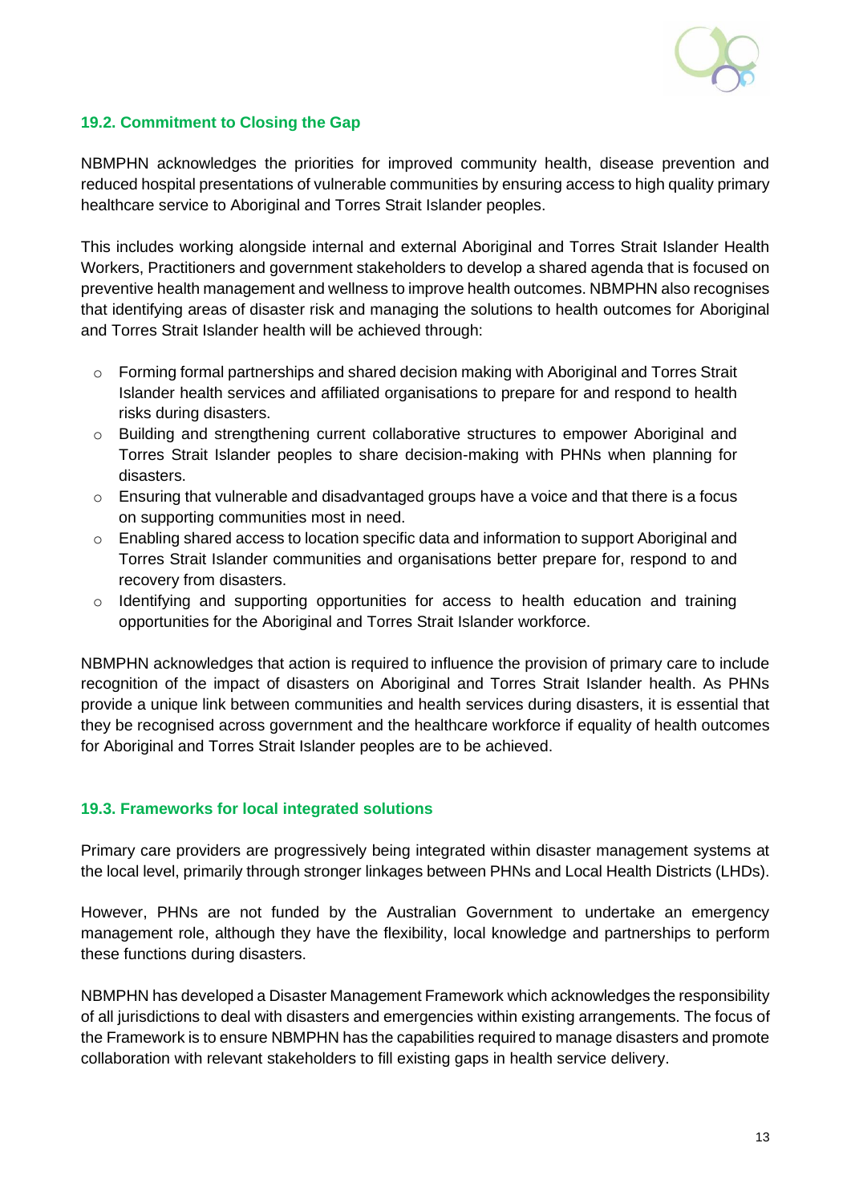### 19.2. Commitment to Closing the Gap

NBMPHN acknowledges the priorities for improved community health, disease prevention and reduced hospital presentations of vulnerable communities by ensuring access to high quality primary healthcare service to Aboriginal and Torres Strait Islander peoples.

This includes working alongside internal and external Aboriginal and Torres Strait Islander Health Workers, Practitioners and government stakeholders to develop a shared agenda that is focused on preventive health management and wellness to improve health outcomes. NBMPHN also recognises that identifying areas of disaster risk and managing the solutions to health outcomes for Aboriginal and Torres Strait Islander health will be achieved through:

- Forming formal partnerships and shared decision making with Aboriginal and Torres Strait Islander health services and affiliated organisations to prepare for and respond to health risks during disasters.
- Building and strengthening current collaborative structures to empower Aboriginal and Torres Strait Islander peoples to share decision-making with PHNs when planning for disasters.
- Ensuring that vulnerable and disadvantaged groups have a voice and that there is a focus on supporting communities most in need.
- Enabling shared access to location specific data and information to support Aboriginal and Torres Strait Islander communities and organisations better prepare for, respond to and recovery from disasters.
- Identifying and supporting opportunities for access to health education and training opportunities for the Aboriginal and Torres Strait Islander workforce.

NBMPHN acknowledges that action is required to influence the provision of primary care to include recognition of the impact of disasters on Aboriginal and Torres Strait Islander health. As PHNs provide a unique link between communities and health services during disasters, it is essential that they be recognised across government and the healthcare workforce if equality of health outcomes for Aboriginal and Torres Strait Islander peoples are to be achieved.

### 19.3. Frameworks for local integrated solutions

Primary care providers are progressively being integrated within disaster management systems at the local level, primarily through stronger linkages between PHNs and Local Health Districts (LHDs).

However, PHNs are not funded by the Australian Government to undertake an emergency management role, although they have the flexibility, local knowledge and partnerships to perform these functions during disasters.

NBMPHN has developed a Disaster Management Framework which acknowledges the responsibility of all jurisdictions to deal with disasters and emergencies within existing arrangements. The focus of the Framework is to ensure NBMPHN has the capabilities required to manage disasters and promote collaboration with relevant stakeholders to fill existing gaps in health service delivery.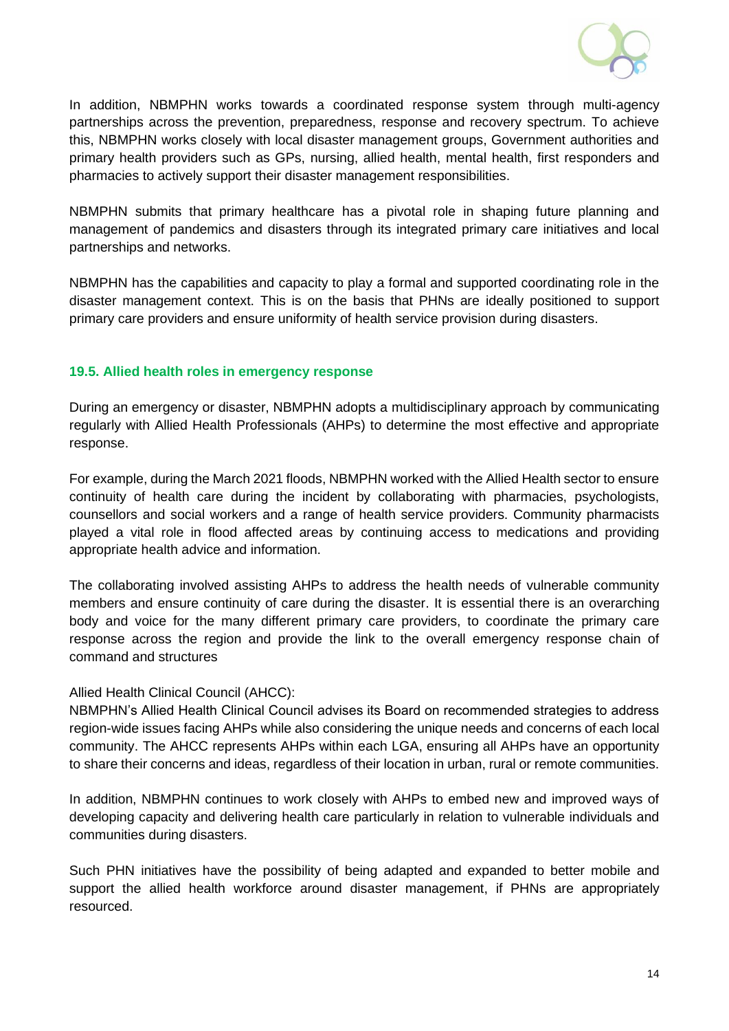In addition, NBMPHN works towards a coordinated response system through multi-agency partnerships across the prevention, preparedness, response and recovery spectrum. To achieve this, NBMPHN works closely with local disaster management groups, Government authorities and primary health providers such as GPs, nursing, allied health, mental health, first responders and pharmacies to actively support their disaster management responsibilities.

NBMPHN submits that primary healthcare has a pivotal role in shaping future planning and management of pandemics and disasters through its integrated primary care initiatives and local partnerships and networks.

NBMPHN has the capabilities and capacity to play a formal and supported coordinating role in the disaster management context. This is on the basis that PHNs are ideally positioned to support primary care providers and ensure uniformity of health service provision during disasters.

### 19.5. Allied health roles in emergency response

During an emergency or disaster, NBMPHN adopts a multidisciplinary approach by communicating regularly with Allied Health Professionals (AHPs) to determine the most effective and appropriate response.

For example, during the March 2021 floods, NBMPHN worked with the Allied Health sector to ensure continuity of health care during the incident by collaborating with pharmacies, psychologists, counsellors and social workers and a range of health service providers. Community pharmacists played a vital role in flood affected areas by continuing access to medications and providing appropriate health advice and information.

The collaborating involved assisting AHPs to address the health needs of vulnerable community members and ensure continuity of care during the disaster. It is essential there is an overarching body and voice for the many different primary care providers, to coordinate the primary care response across the region and provide the link to the overall emergency response chain of command and structures

Allied Health Clinical Council (AHCC):
NBMPHN's Allied Health Clinical Council advises its Board on recommended strategies to address region-wide issues facing AHPs while also considering the unique needs and concerns of each local community. The AHCC represents AHPs within each LGA, ensuring all AHPs have an opportunity to share their concerns and ideas, regardless of their location in urban, rural or remote communities.

In addition, NBMPHN continues to work closely with AHPs to embed new and improved ways of developing capacity and delivering health care particularly in relation to vulnerable individuals and communities during disasters.

Such PHN initiatives have the possibility of being adapted and expanded to better mobile and support the allied health workforce around disaster management, if PHNs are appropriately resourced.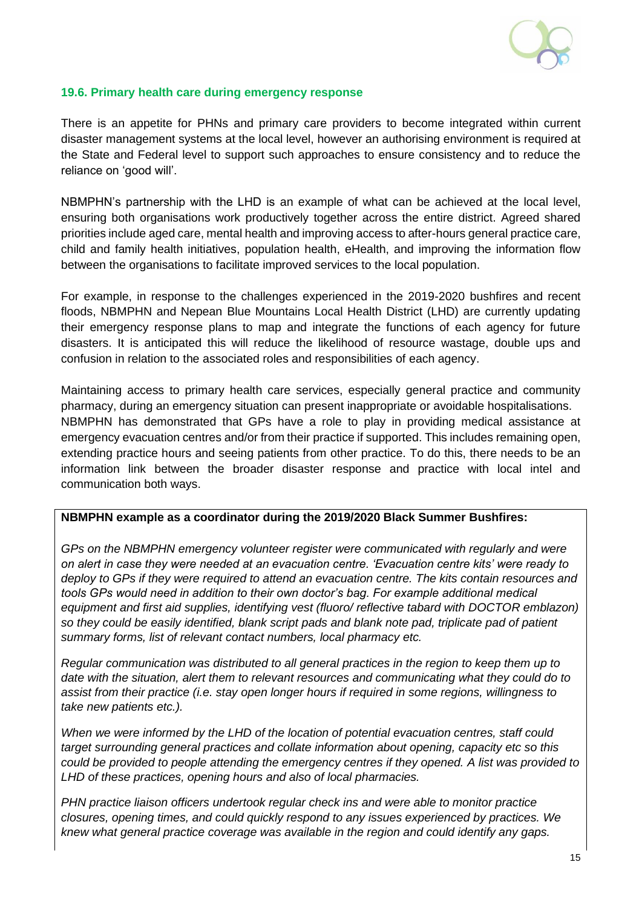### 19.6. Primary health care during emergency response

There is an appetite for PHNs and primary care providers to become integrated within current disaster management systems at the local level, however an authorising environment is required at the State and Federal level to support such approaches to ensure consistency and to reduce the reliance on 'good will'.

NBMPHN's partnership with the LHD is an example of what can be achieved at the local level, ensuring both organisations work productively together across the entire district. Agreed shared priorities include aged care, mental health and improving access to after-hours general practice care, child and family health initiatives, population health, eHealth, and improving the information flow between the organisations to facilitate improved services to the local population.

For example, in response to the challenges experienced in the 2019-2020 bushfires and recent floods, NBMPHN and Nepean Blue Mountains Local Health District (LHD) are currently updating their emergency response plans to map and integrate the functions of each agency for future disasters. It is anticipated this will reduce the likelihood of resource wastage, double ups and confusion in relation to the associated roles and responsibilities of each agency.

Maintaining access to primary health care services, especially general practice and community pharmacy, during an emergency situation can present inappropriate or avoidable hospitalisations. NBMPHN has demonstrated that GPs have a role to play in providing medical assistance at emergency evacuation centres and/or from their practice if supported. This includes remaining open, extending practice hours and seeing patients from other practice. To do this, there needs to be an information link between the broader disaster response and practice with local intel and communication both ways.

**NBMPHN example as a coordinator during the 2019/2020 Black Summer Bushfires:**

*GPs on the NBMPHN emergency volunteer register were communicated with regularly and were on alert in case they were needed at an evacuation centre. 'Evacuation centre kits' were ready to deploy to GPs if they were required to attend an evacuation centre. The kits contain resources and tools GPs would need in addition to their own doctor's bag. For example additional medical equipment and first aid supplies, identifying vest (fluoro/ reflective tabard with DOCTOR emblazon) so they could be easily identified, blank script pads and blank note pad, triplicate pad of patient summary forms, list of relevant contact numbers, local pharmacy etc.*

*Regular communication was distributed to all general practices in the region to keep them up to date with the situation, alert them to relevant resources and communicating what they could do to assist from their practice (i.e. stay open longer hours if required in some regions, willingness to take new patients etc.).*

*When we were informed by the LHD of the location of potential evacuation centres, staff could target surrounding general practices and collate information about opening, capacity etc so this could be provided to people attending the emergency centres if they opened. A list was provided to LHD of these practices, opening hours and also of local pharmacies.*

*PHN practice liaison officers undertook regular check ins and were able to monitor practice closures, opening times, and could quickly respond to any issues experienced by practices. We knew what general practice coverage was available in the region and could identify any gaps.*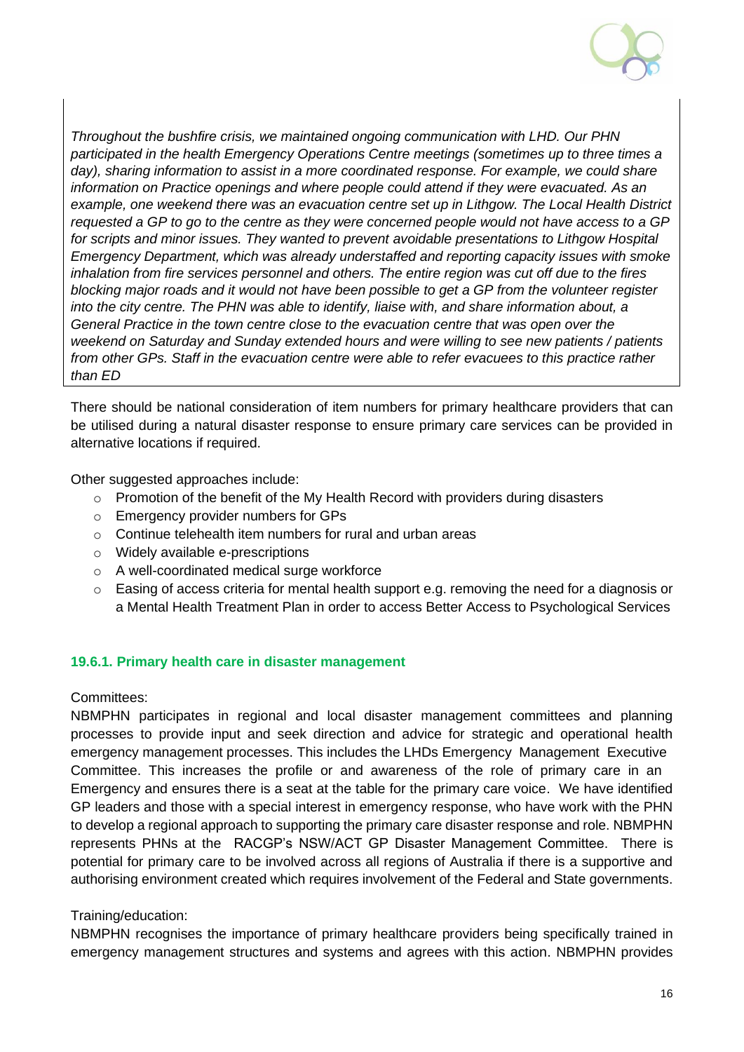*Throughout the bushfire crisis, we maintained ongoing communication with LHD. Our PHN participated in the health Emergency Operations Centre meetings (sometimes up to three times a day), sharing information to assist in a more coordinated response. For example, we could share information on Practice openings and where people could attend if they were evacuated. As an example, one weekend there was an evacuation centre set up in Lithgow. The Local Health District requested a GP to go to the centre as they were concerned people would not have access to a GP for scripts and minor issues. They wanted to prevent avoidable presentations to Lithgow Hospital Emergency Department, which was already understaffed and reporting capacity issues with smoke inhalation from fire services personnel and others. The entire region was cut off due to the fires blocking major roads and it would not have been possible to get a GP from the volunteer register into the city centre. The PHN was able to identify, liaise with, and share information about, a General Practice in the town centre close to the evacuation centre that was open over the weekend on Saturday and Sunday extended hours and were willing to see new patients / patients from other GPs. Staff in the evacuation centre were able to refer evacuees to this practice rather than ED*

There should be national consideration of item numbers for primary healthcare providers that can be utilised during a natural disaster response to ensure primary care services can be provided in alternative locations if required.

Other suggested approaches include:

- Promotion of the benefit of the My Health Record with providers during disasters
- Emergency provider numbers for GPs
- Continue telehealth item numbers for rural and urban areas
- Widely available e-prescriptions
- A well-coordinated medical surge workforce
- Easing of access criteria for mental health support e.g. removing the need for a diagnosis or a Mental Health Treatment Plan in order to access Better Access to Psychological Services

#### 19.6.1. Primary health care in disaster management

Committees:

NBMPHN participates in regional and local disaster management committees and planning processes to provide input and seek direction and advice for strategic and operational health emergency management processes. This includes the LHDs Emergency Management Executive Committee. This increases the profile or and awareness of the role of primary care in an Emergency and ensures there is a seat at the table for the primary care voice. We have identified GP leaders and those with a special interest in emergency response, who have work with the PHN to develop a regional approach to supporting the primary care disaster response and role. NBMPHN represents PHNs at the RACGP's NSW/ACT GP Disaster Management Committee. There is potential for primary care to be involved across all regions of Australia if there is a supportive and authorising environment created which requires involvement of the Federal and State governments.

Training/education:

NBMPHN recognises the importance of primary healthcare providers being specifically trained in emergency management structures and systems and agrees with this action. NBMPHN provides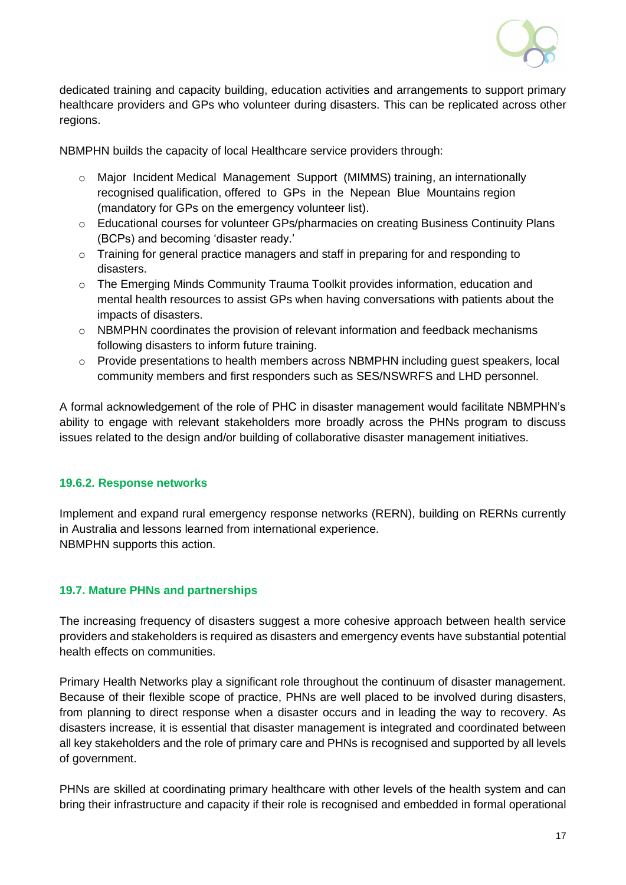dedicated training and capacity building, education activities and arrangements to support primary healthcare providers and GPs who volunteer during disasters. This can be replicated across other regions.

NBMPHN builds the capacity of local Healthcare service providers through:

- Major Incident Medical Management Support (MIMMS) training, an internationally recognised qualification, offered to GPs in the Nepean Blue Mountains region (mandatory for GPs on the emergency volunteer list).
- Educational courses for volunteer GPs/pharmacies on creating Business Continuity Plans (BCPs) and becoming 'disaster ready.'
- Training for general practice managers and staff in preparing for and responding to disasters.
- The Emerging Minds Community Trauma Toolkit provides information, education and mental health resources to assist GPs when having conversations with patients about the impacts of disasters.
- NBMPHN coordinates the provision of relevant information and feedback mechanisms following disasters to inform future training.
- Provide presentations to health members across NBMPHN including guest speakers, local community members and first responders such as SES/NSWRFS and LHD personnel.

A formal acknowledgement of the role of PHC in disaster management would facilitate NBMPHN's ability to engage with relevant stakeholders more broadly across the PHNs program to discuss issues related to the design and/or building of collaborative disaster management initiatives.

### 19.6.2. Response networks

Implement and expand rural emergency response networks (RERN), building on RERNs currently in Australia and lessons learned from international experience.
NBMPHN supports this action.

### 19.7. Mature PHNs and partnerships

The increasing frequency of disasters suggest a more cohesive approach between health service providers and stakeholders is required as disasters and emergency events have substantial potential health effects on communities.

Primary Health Networks play a significant role throughout the continuum of disaster management. Because of their flexible scope of practice, PHNs are well placed to be involved during disasters, from planning to direct response when a disaster occurs and in leading the way to recovery. As disasters increase, it is essential that disaster management is integrated and coordinated between all key stakeholders and the role of primary care and PHNs is recognised and supported by all levels of government.

PHNs are skilled at coordinating primary healthcare with other levels of the health system and can bring their infrastructure and capacity if their role is recognised and embedded in formal operational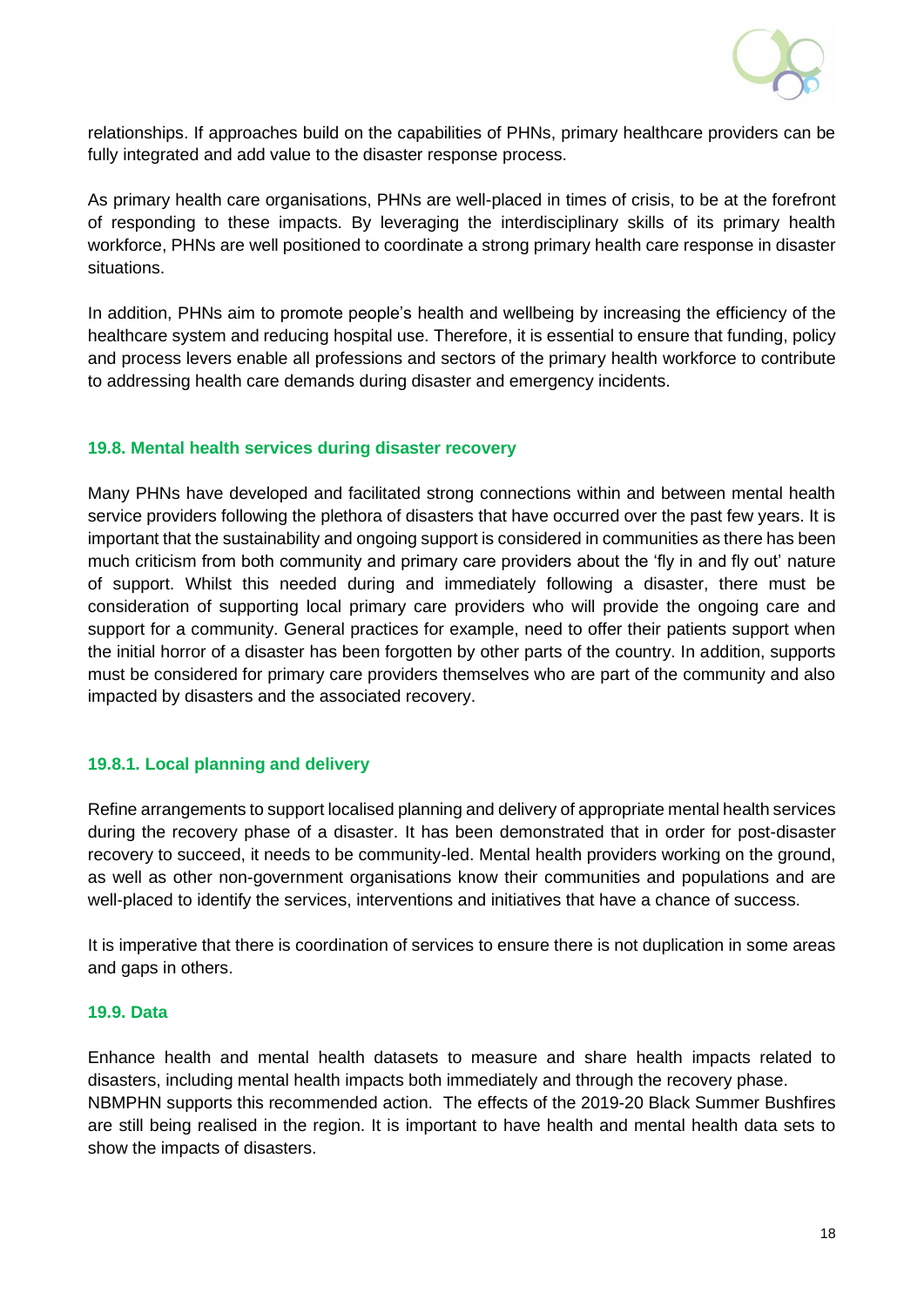relationships. If approaches build on the capabilities of PHNs, primary healthcare providers can be fully integrated and add value to the disaster response process.

As primary health care organisations, PHNs are well-placed in times of crisis, to be at the forefront of responding to these impacts. By leveraging the interdisciplinary skills of its primary health workforce, PHNs are well positioned to coordinate a strong primary health care response in disaster situations.

In addition, PHNs aim to promote people's health and wellbeing by increasing the efficiency of the healthcare system and reducing hospital use. Therefore, it is essential to ensure that funding, policy and process levers enable all professions and sectors of the primary health workforce to contribute to addressing health care demands during disaster and emergency incidents.

### 19.8. Mental health services during disaster recovery

Many PHNs have developed and facilitated strong connections within and between mental health service providers following the plethora of disasters that have occurred over the past few years. It is important that the sustainability and ongoing support is considered in communities as there has been much criticism from both community and primary care providers about the 'fly in and fly out' nature of support. Whilst this needed during and immediately following a disaster, there must be consideration of supporting local primary care providers who will provide the ongoing care and support for a community. General practices for example, need to offer their patients support when the initial horror of a disaster has been forgotten by other parts of the country. In addition, supports must be considered for primary care providers themselves who are part of the community and also impacted by disasters and the associated recovery.

#### 19.8.1. Local planning and delivery

Refine arrangements to support localised planning and delivery of appropriate mental health services during the recovery phase of a disaster. It has been demonstrated that in order for post-disaster recovery to succeed, it needs to be community-led. Mental health providers working on the ground, as well as other non-government organisations know their communities and populations and are well-placed to identify the services, interventions and initiatives that have a chance of success.

It is imperative that there is coordination of services to ensure there is not duplication in some areas and gaps in others.

### 19.9. Data

Enhance health and mental health datasets to measure and share health impacts related to disasters, including mental health impacts both immediately and through the recovery phase.
NBMPHN supports this recommended action. The effects of the 2019-20 Black Summer Bushfires are still being realised in the region. It is important to have health and mental health data sets to show the impacts of disasters.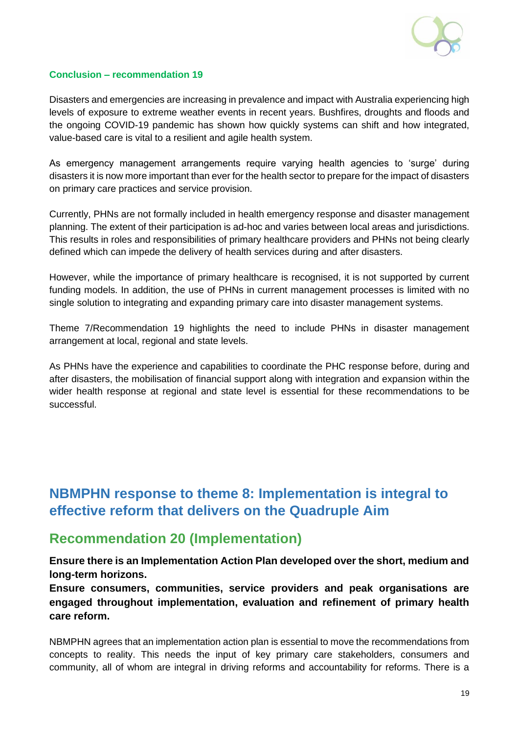#### Conclusion – recommendation 19

Disasters and emergencies are increasing in prevalence and impact with Australia experiencing high levels of exposure to extreme weather events in recent years. Bushfires, droughts and floods and the ongoing COVID-19 pandemic has shown how quickly systems can shift and how integrated, value-based care is vital to a resilient and agile health system.

As emergency management arrangements require varying health agencies to 'surge' during disasters it is now more important than ever for the health sector to prepare for the impact of disasters on primary care practices and service provision.

Currently, PHNs are not formally included in health emergency response and disaster management planning. The extent of their participation is ad-hoc and varies between local areas and jurisdictions. This results in roles and responsibilities of primary healthcare providers and PHNs not being clearly defined which can impede the delivery of health services during and after disasters.

However, while the importance of primary healthcare is recognised, it is not supported by current funding models. In addition, the use of PHNs in current management processes is limited with no single solution to integrating and expanding primary care into disaster management systems.

Theme 7/Recommendation 19 highlights the need to include PHNs in disaster management arrangement at local, regional and state levels.

As PHNs have the experience and capabilities to coordinate the PHC response before, during and after disasters, the mobilisation of financial support along with integration and expansion within the wider health response at regional and state level is essential for these recommendations to be successful.

## NBMPHN response to theme 8: Implementation is integral to effective reform that delivers on the Quadruple Aim

### Recommendation 20 (Implementation)

**Ensure there is an Implementation Action Plan developed over the short, medium and long-term horizons.**

**Ensure consumers, communities, service providers and peak organisations are engaged throughout implementation, evaluation and refinement of primary health care reform.**

NBMPHN agrees that an implementation action plan is essential to move the recommendations from concepts to reality. This needs the input of key primary care stakeholders, consumers and community, all of whom are integral in driving reforms and accountability for reforms. There is a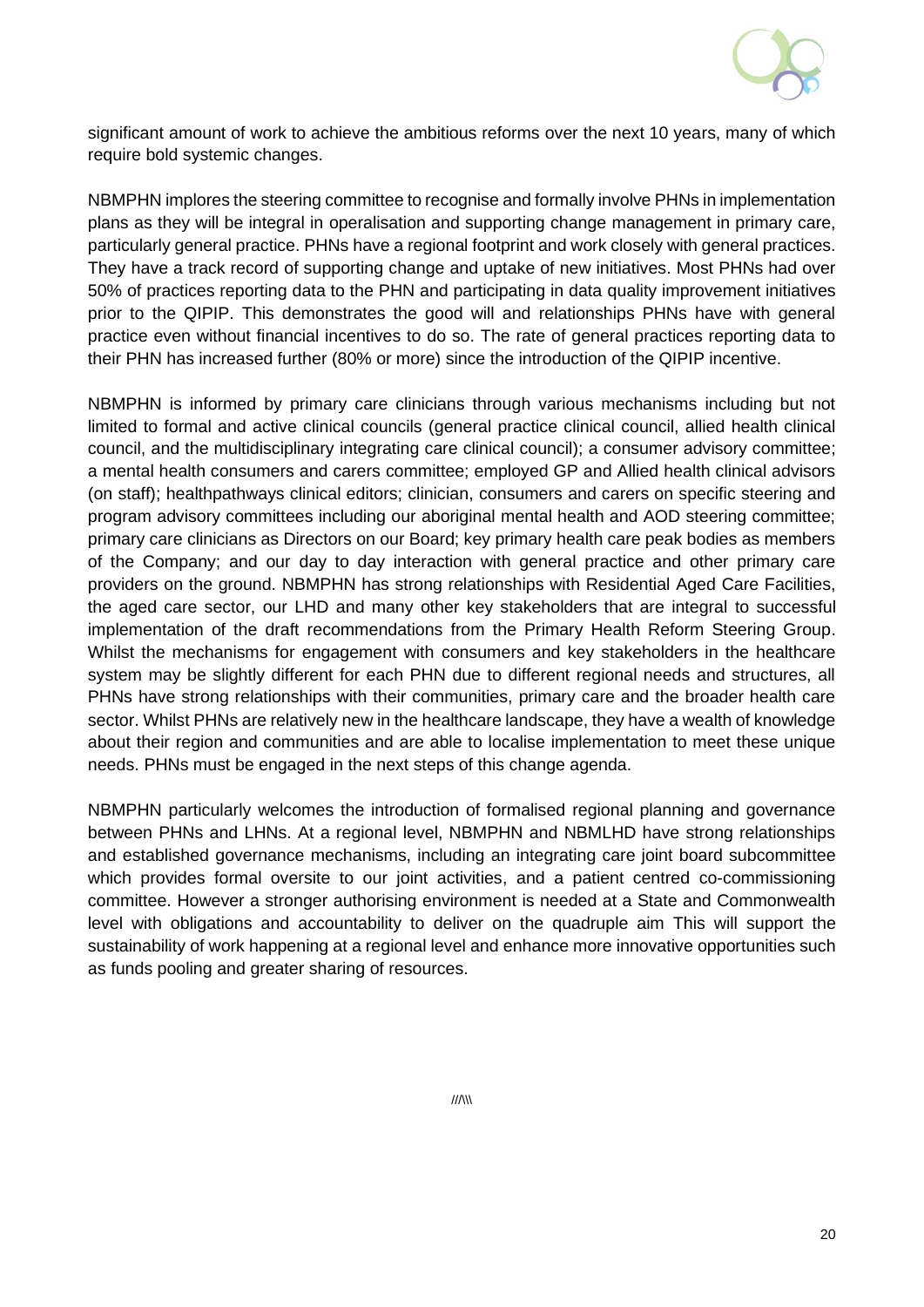significant amount of work to achieve the ambitious reforms over the next 10 years, many of which require bold systemic changes.

NBMPHN implores the steering committee to recognise and formally involve PHNs in implementation plans as they will be integral in operalisation and supporting change management in primary care, particularly general practice. PHNs have a regional footprint and work closely with general practices. They have a track record of supporting change and uptake of new initiatives. Most PHNs had over 50% of practices reporting data to the PHN and participating in data quality improvement initiatives prior to the QIPIP. This demonstrates the good will and relationships PHNs have with general practice even without financial incentives to do so. The rate of general practices reporting data to their PHN has increased further (80% or more) since the introduction of the QIPIP incentive.

NBMPHN is informed by primary care clinicians through various mechanisms including but not limited to formal and active clinical councils (general practice clinical council, allied health clinical council, and the multidisciplinary integrating care clinical council); a consumer advisory committee; a mental health consumers and carers committee; employed GP and Allied health clinical advisors (on staff); healthpathways clinical editors; clinician, consumers and carers on specific steering and program advisory committees including our aboriginal mental health and AOD steering committee; primary care clinicians as Directors on our Board; key primary health care peak bodies as members of the Company; and our day to day interaction with general practice and other primary care providers on the ground. NBMPHN has strong relationships with Residential Aged Care Facilities, the aged care sector, our LHD and many other key stakeholders that are integral to successful implementation of the draft recommendations from the Primary Health Reform Steering Group. Whilst the mechanisms for engagement with consumers and key stakeholders in the healthcare system may be slightly different for each PHN due to different regional needs and structures, all PHNs have strong relationships with their communities, primary care and the broader health care sector. Whilst PHNs are relatively new in the healthcare landscape, they have a wealth of knowledge about their region and communities and are able to localise implementation to meet these unique needs. PHNs must be engaged in the next steps of this change agenda.

NBMPHN particularly welcomes the introduction of formalised regional planning and governance between PHNs and LHNs. At a regional level, NBMPHN and NBMLHD have strong relationships and established governance mechanisms, including an integrating care joint board subcommittee which provides formal oversite to our joint activities, and a patient centred co-commissioning committee. However a stronger authorising environment is needed at a State and Commonwealth level with obligations and accountability to deliver on the quadruple aim This will support the sustainability of work happening at a regional level and enhance more innovative opportunities such as funds pooling and greater sharing of resources.

///\\\